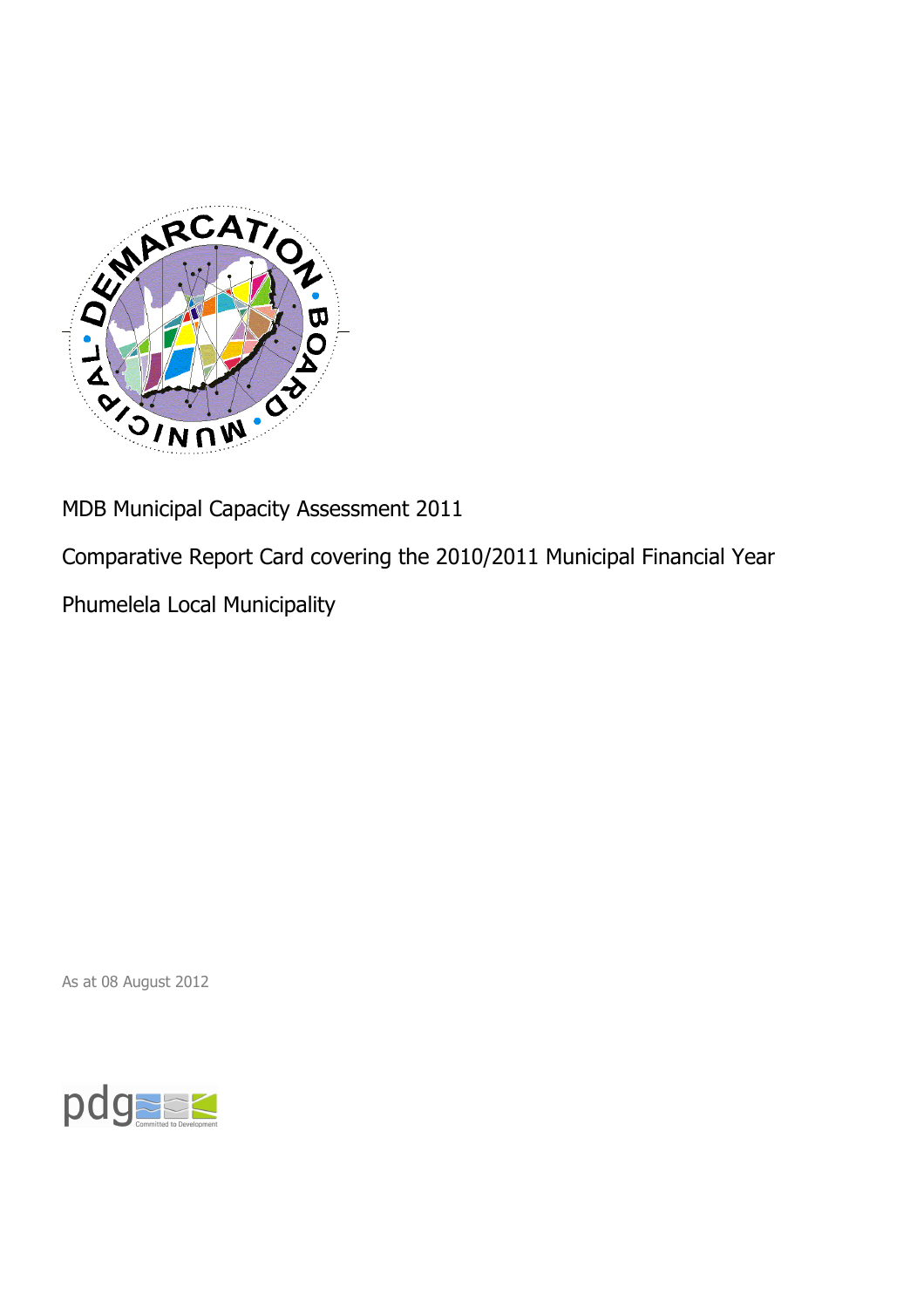MDB Municipal Capacity Assessment 2011

Comparative Report Card covering the 2010/2011 Municipal Financial Year

Phumelela Local Municipality

As at 08 August 2012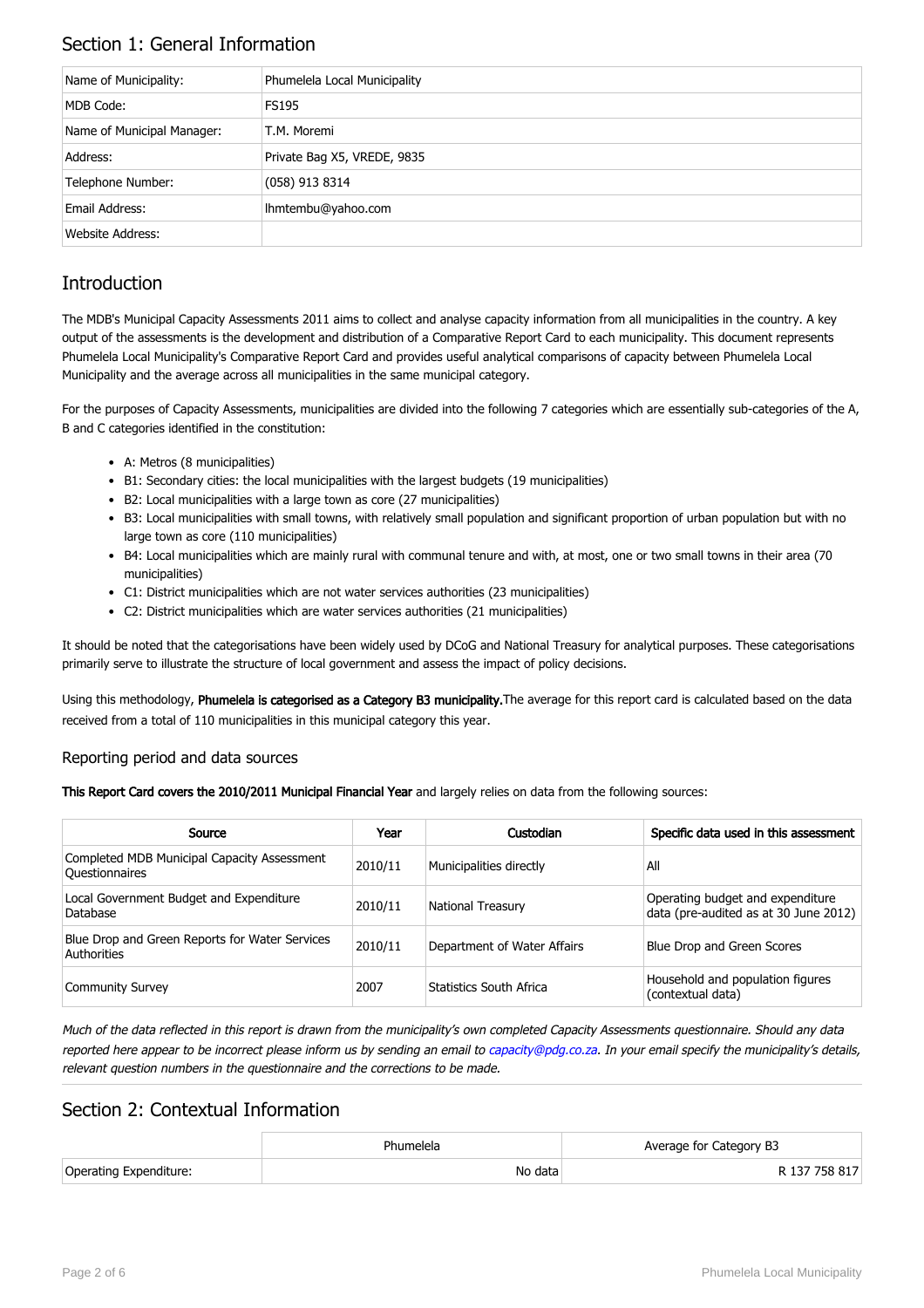## Section 1: General Information

| Name of Municipality: | Phumelela Local Municipality |
|---|---|
| MDB Code: | FS195 |
| Name of Municipal Manager: | T.M. Moremi |
| Address: | Private Bag X5, VREDE, 9835 |
| Telephone Number: | (058) 913 8314 |
| Email Address: | lhmtembu@yahoo.com |
| Website Address: | |

## Introduction

The MDB's Municipal Capacity Assessments 2011 aims to collect and analyse capacity information from all municipalities in the country. A key output of the assessments is the development and distribution of a Comparative Report Card to each municipality. This document represents Phumelela Local Municipality's Comparative Report Card and provides useful analytical comparisons of capacity between Phumelela Local Municipality and the average across all municipalities in the same municipal category.

For the purposes of Capacity Assessments, municipalities are divided into the following 7 categories which are essentially sub-categories of the A, B and C categories identified in the constitution:

- A: Metros (8 municipalities)
- B1: Secondary cities: the local municipalities with the largest budgets (19 municipalities)
- B2: Local municipalities with a large town as core (27 municipalities)
- B3: Local municipalities with small towns, with relatively small population and significant proportion of urban population but with no large town as core (110 municipalities)
- B4: Local municipalities which are mainly rural with communal tenure and with, at most, one or two small towns in their area (70 municipalities)
- C1: District municipalities which are not water services authorities (23 municipalities)
- C2: District municipalities which are water services authorities (21 municipalities)

It should be noted that the categorisations have been widely used by DCoG and National Treasury for analytical purposes. These categorisations primarily serve to illustrate the structure of local government and assess the impact of policy decisions.

Using this methodology, **Phumelela is categorised as a Category B3 municipality.** The average for this report card is calculated based on the data received from a total of 110 municipalities in this municipal category this year.

### Reporting period and data sources

**This Report Card covers the 2010/2011 Municipal Financial Year** and largely relies on data from the following sources:

| Source | Year | Custodian | Specific data used in this assessment |
|---|---|---|---|
| Completed MDB Municipal Capacity Assessment Questionnaires | 2010/11 | Municipalities directly | All |
| Local Government Budget and Expenditure Database | 2010/11 | National Treasury | Operating budget and expenditure data (pre-audited as at 30 June 2012) |
| Blue Drop and Green Reports for Water Services Authorities | 2010/11 | Department of Water Affairs | Blue Drop and Green Scores |
| Community Survey | 2007 | Statistics South Africa | Household and population figures (contextual data) |

*Much of the data reflected in this report is drawn from the municipality's own completed Capacity Assessments questionnaire. Should any data reported here appear to be incorrect please inform us by sending an email to capacity@pdg.co.za. In your email specify the municipality's details, relevant question numbers in the questionnaire and the corrections to be made.*

## Section 2: Contextual Information

| | Phumelela | Average for Category B3 |
|---|---|---|
| Operating Expenditure: | No data | R 137 758 817 |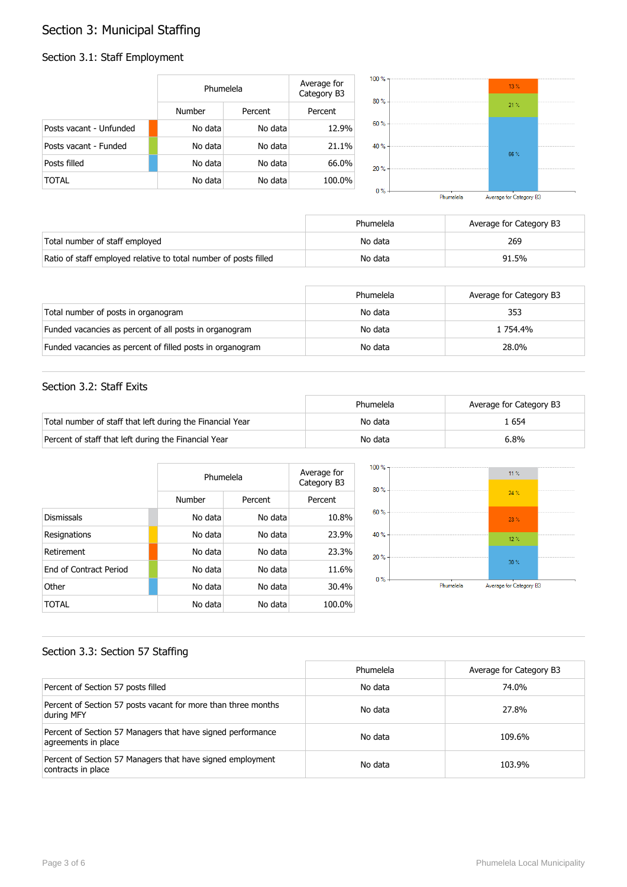# Section 3: Municipal Staffing

## Section 3.1: Staff Employment

| | Phumelela | | Average for Category B3 |
|---|---|---|---|
| | Number | Percent | Percent |
| Posts vacant - Unfunded | No data | No data | 12.9% |
| Posts vacant - Funded | No data | No data | 21.1% |
| Posts filled | No data | No data | 66.0% |
| TOTAL | No data | No data | 100.0% |

| | Phumelela | Average for Category B3 |
|---|---|---|
| Total number of staff employed | No data | 269 |
| Ratio of staff employed relative to total number of posts filled | No data | 91.5% |

| | Phumelela | Average for Category B3 |
|---|---|---|
| Total number of posts in organogram | No data | 353 |
| Funded vacancies as percent of all posts in organogram | No data | 1 754.4% |
| Funded vacancies as percent of filled posts in organogram | No data | 28.0% |

## Section 3.2: Staff Exits

| | Phumelela | Average for Category B3 |
|---|---|---|
| Total number of staff that left during the Financial Year | No data | 1 654 |
| Percent of staff that left during the Financial Year | No data | 6.8% |

| | Phumelela | | Average for Category B3 |
|---|---|---|---|
| | Number | Percent | Percent |
| Dismissals | No data | No data | 10.8% |
| Resignations | No data | No data | 23.9% |
| Retirement | No data | No data | 23.3% |
| End of Contract Period | No data | No data | 11.6% |
| Other | No data | No data | 30.4% |
| TOTAL | No data | No data | 100.0% |

## Section 3.3: Section 57 Staffing

| | Phumelela | Average for Category B3 |
|---|---|---|
| Percent of Section 57 posts filled | No data | 74.0% |
| Percent of Section 57 posts vacant for more than three months during MFY | No data | 27.8% |
| Percent of Section 57 Managers that have signed performance agreements in place | No data | 109.6% |
| Percent of Section 57 Managers that have signed employment contracts in place | No data | 103.9% |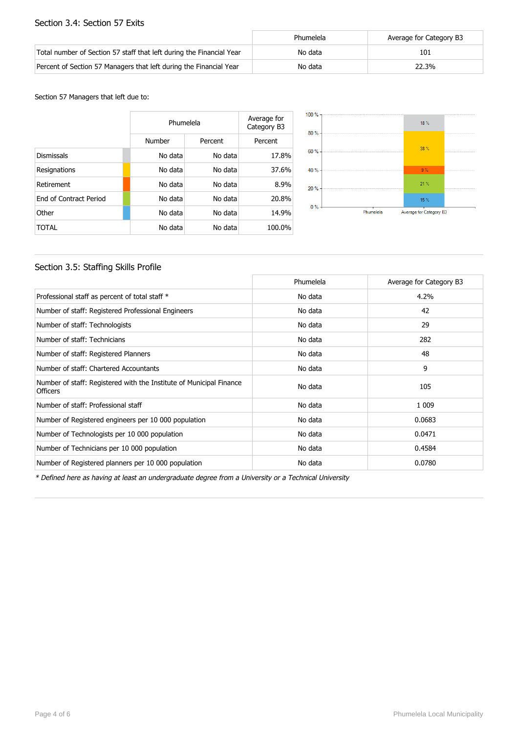## Section 3.4: Section 57 Exits

| | Phumelela | Average for Category B3 |
|---|---|---|
| Total number of Section 57 staff that left during the Financial Year | No data | 101 |
| Percent of Section 57 Managers that left during the Financial Year | No data | 22.3% |

Section 57 Managers that left due to:

| | Phumelela | | Average for Category B3 |
|---|---|---|---|
| | Number | Percent | Percent |
| Dismissals | No data | No data | 17.8% |
| Resignations | No data | No data | 37.6% |
| Retirement | No data | No data | 8.9% |
| End of Contract Period | No data | No data | 20.8% |
| Other | No data | No data | 14.9% |
| TOTAL | No data | No data | 100.0% |

## Section 3.5: Staffing Skills Profile

| | Phumelela | Average for Category B3 |
|---|---|---|
| Professional staff as percent of total staff * | No data | 4.2% |
| Number of staff: Registered Professional Engineers | No data | 42 |
| Number of staff: Technologists | No data | 29 |
| Number of staff: Technicians | No data | 282 |
| Number of staff: Registered Planners | No data | 48 |
| Number of staff: Chartered Accountants | No data | 9 |
| Number of staff: Registered with the Institute of Municipal Finance Officers | No data | 105 |
| Number of staff: Professional staff | No data | 1 009 |
| Number of Registered engineers per 10 000 population | No data | 0.0683 |
| Number of Technologists per 10 000 population | No data | 0.0471 |
| Number of Technicians per 10 000 population | No data | 0.4584 |
| Number of Registered planners per 10 000 population | No data | 0.0780 |

*\* Defined here as having at least an undergraduate degree from a University or a Technical University*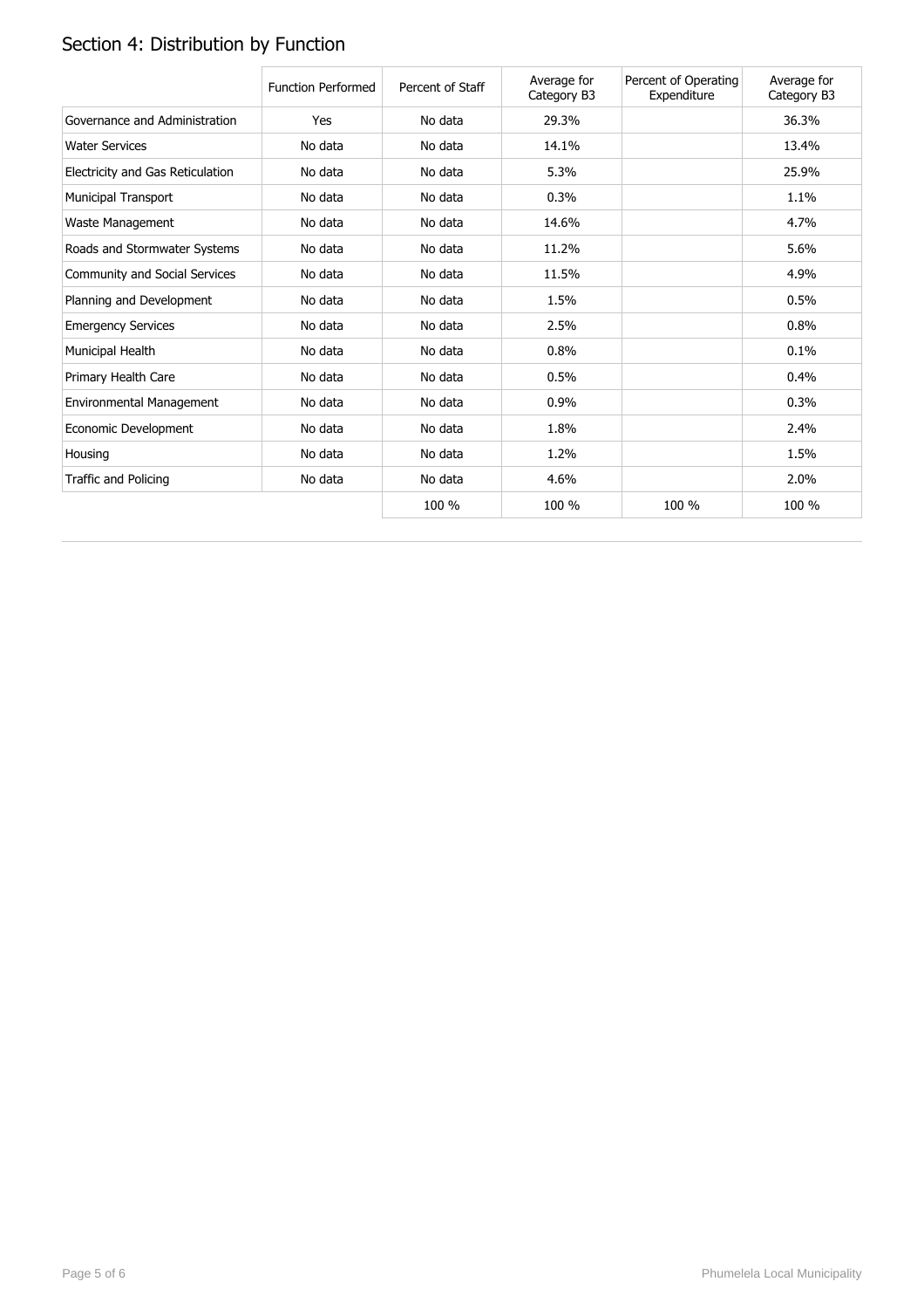## Section 4: Distribution by Function

| | Function Performed | Percent of Staff | Average for Category B3 | Percent of Operating Expenditure | Average for Category B3 |
|---|---|---|---|---|---|
| Governance and Administration | Yes | No data | 29.3% | | 36.3% |
| Water Services | No data | No data | 14.1% | | 13.4% |
| Electricity and Gas Reticulation | No data | No data | 5.3% | | 25.9% |
| Municipal Transport | No data | No data | 0.3% | | 1.1% |
| Waste Management | No data | No data | 14.6% | | 4.7% |
| Roads and Stormwater Systems | No data | No data | 11.2% | | 5.6% |
| Community and Social Services | No data | No data | 11.5% | | 4.9% |
| Planning and Development | No data | No data | 1.5% | | 0.5% |
| Emergency Services | No data | No data | 2.5% | | 0.8% |
| Municipal Health | No data | No data | 0.8% | | 0.1% |
| Primary Health Care | No data | No data | 0.5% | | 0.4% |
| Environmental Management | No data | No data | 0.9% | | 0.3% |
| Economic Development | No data | No data | 1.8% | | 2.4% |
| Housing | No data | No data | 1.2% | | 1.5% |
| Traffic and Policing | No data | No data | 4.6% | | 2.0% |
| | | 100 % | 100 % | 100 % | 100 % |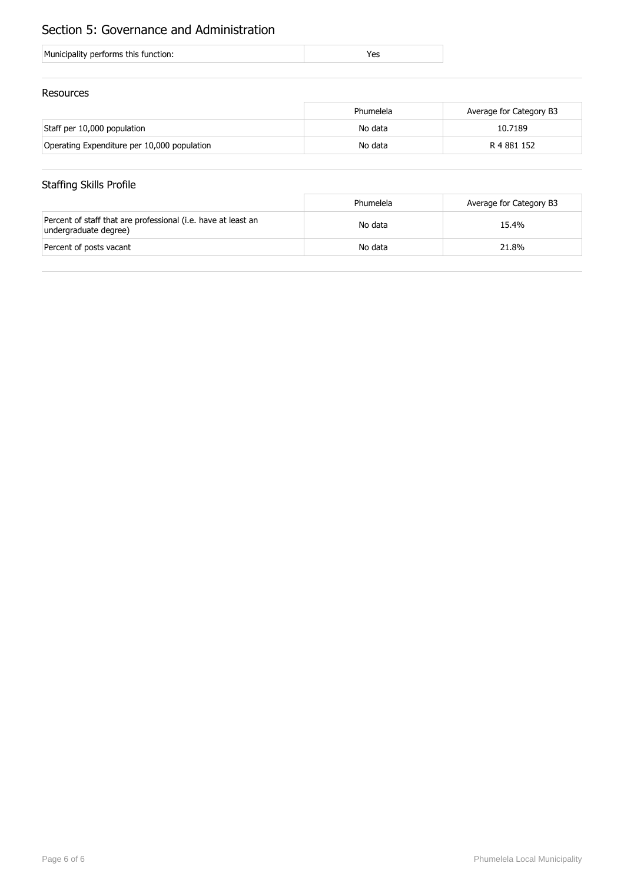# Section 5: Governance and Administration

| | |
|---|---|
| Municipality performs this function: | Yes |

## Resources

| | Phumelela | Average for Category B3 |
|---|---|---|
| Staff per 10,000 population | No data | 10.7189 |
| Operating Expenditure per 10,000 population | No data | R 4 881 152 |

## Staffing Skills Profile

| | Phumelela | Average for Category B3 |
|---|---|---|
| Percent of staff that are professional (i.e. have at least an undergraduate degree) | No data | 15.4% |
| Percent of posts vacant | No data | 21.8% |